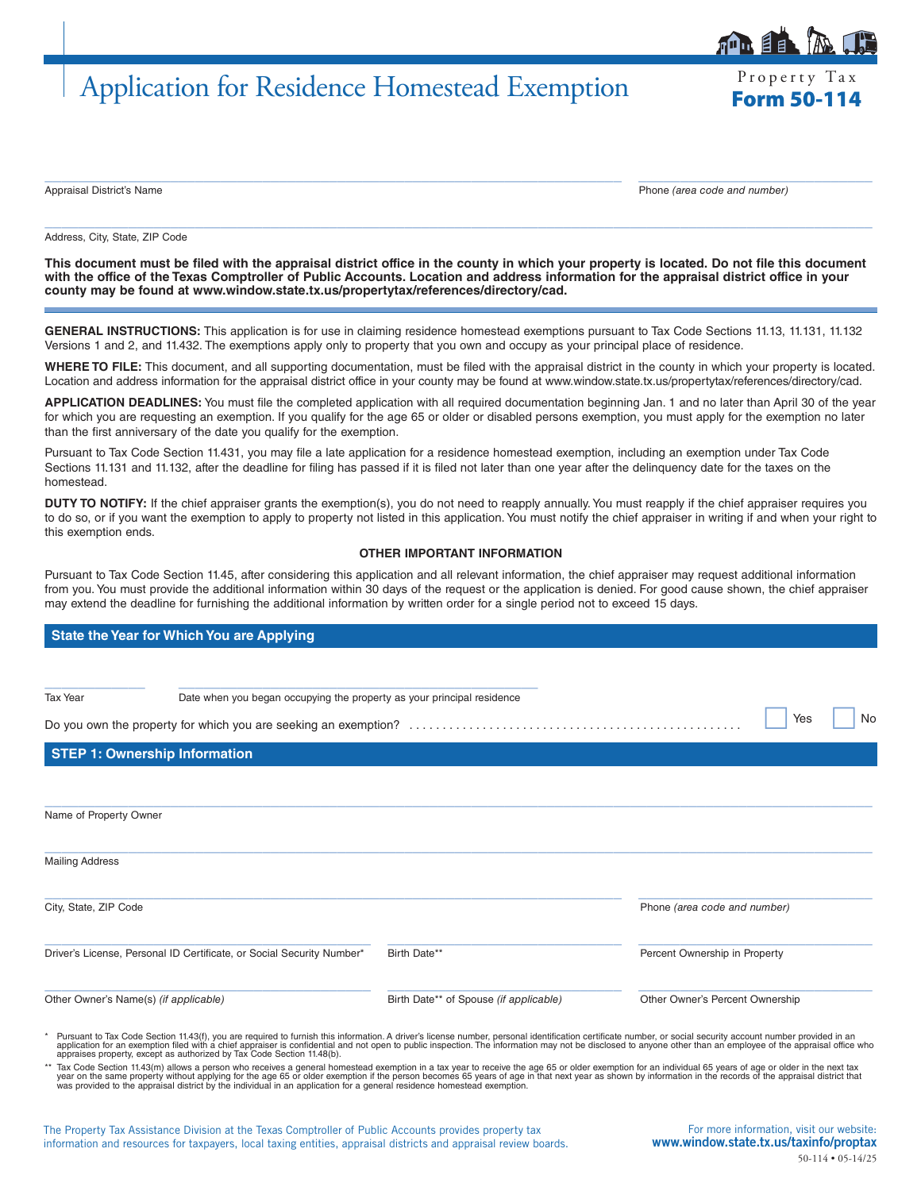# Application for Residence Homestead Exemption

Property Tax
**Form 50-114**

______________________________________ Appraisal District's Name

______________________________________ Phone *(area code and number)*

______________________________________ Address, City, State, ZIP Code

**This document must be filed with the appraisal district office in the county in which your property is located. Do not file this document with the office of the Texas Comptroller of Public Accounts. Location and address information for the appraisal district office in your county may be found at www.window.state.tx.us/propertytax/references/directory/cad.**

**GENERAL INSTRUCTIONS:** This application is for use in claiming residence homestead exemptions pursuant to Tax Code Sections 11.13, 11.131, 11.132 Versions 1 and 2, and 11.432. The exemptions apply only to property that you own and occupy as your principal place of residence.

**WHERE TO FILE:** This document, and all supporting documentation, must be filed with the appraisal district in the county in which your property is located. Location and address information for the appraisal district office in your county may be found at www.window.state.tx.us/propertytax/references/directory/cad.

**APPLICATION DEADLINES:** You must file the completed application with all required documentation beginning Jan. 1 and no later than April 30 of the year for which you are requesting an exemption. If you qualify for the age 65 or older or disabled persons exemption, you must apply for the exemption no later than the first anniversary of the date you qualify for the exemption.

Pursuant to Tax Code Section 11.431, you may file a late application for a residence homestead exemption, including an exemption under Tax Code Sections 11.131 and 11.132, after the deadline for filing has passed if it is filed not later than one year after the delinquency date for the taxes on the homestead.

**DUTY TO NOTIFY:** If the chief appraiser grants the exemption(s), you do not need to reapply annually. You must reapply if the chief appraiser requires you to do so, or if you want the exemption to apply to property not listed in this application. You must notify the chief appraiser in writing if and when your right to this exemption ends.

**OTHER IMPORTANT INFORMATION**

Pursuant to Tax Code Section 11.45, after considering this application and all relevant information, the chief appraiser may request additional information from you. You must provide the additional information within 30 days of the request or the application is denied. For good cause shown, the chief appraiser may extend the deadline for furnishing the additional information by written order for a single period not to exceed 15 days.

## State the Year for Which You are Applying

__________ Tax Year

______________________________________ Date when you began occupying the property as your principal residence

Do you own the property for which you are seeking an exemption? .................................................. ☐ Yes ☐ No

## STEP 1: Ownership Information

______________________________________ Name of Property Owner

______________________________________ Mailing Address

______________________________________ City, State, ZIP Code

______________________________________ Phone *(area code and number)*

______________________________________ Driver's License, Personal ID Certificate, or Social Security Number*

______________________________________ Birth Date**

______________________________________ Percent Ownership in Property

______________________________________ Other Owner's Name(s) *(if applicable)*

______________________________________ Birth Date** of Spouse *(if applicable)*

______________________________________ Other Owner's Percent Ownership

\* Pursuant to Tax Code Section 11.43(f), you are required to furnish this information. A driver's license number, personal identification certificate number, or social security account number provided in an application for an exemption filed with a chief appraiser is confidential and not open to public inspection. The information may not be disclosed to anyone other than an employee of the appraisal office who appraises property, except as authorized by Tax Code Section 11.48(b).

\*\* Tax Code Section 11.43(m) allows a person who receives a general homestead exemption in a tax year to receive the age 65 or older exemption for an individual 65 years of age or older in the next tax year on the same property without applying for the age 65 or older exemption if the person becomes 65 years of age in that next year as shown by information in the records of the appraisal district that was provided to the appraisal district by the individual in an application for a general residence homestead exemption.

The Property Tax Assistance Division at the Texas Comptroller of Public Accounts provides property tax information and resources for taxpayers, local taxing entities, appraisal districts and appraisal review boards.

For more information, visit our website: **www.window.state.tx.us/taxinfo/proptax**

50-114 • 05-14/25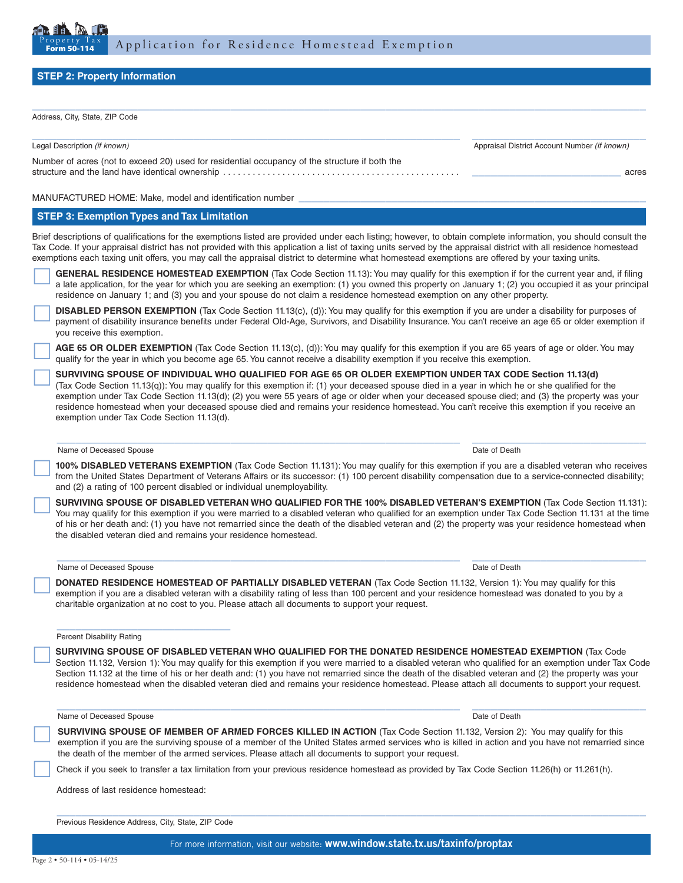## STEP 2: Property Information

\_\_\_\_\_\_\_\_\_\_\_\_\_\_\_\_\_\_\_\_\_\_\_\_\_\_\_\_\_\_\_\_\_\_\_\_\_\_\_\_\_\_\_\_\_\_\_\_\_\_\_\_\_\_\_\_\_\_\_\_\_\_\_\_\_\_\_\_\_\_

Address, City, State, ZIP Code

\_\_\_\_\_\_\_\_\_\_\_\_\_\_\_\_\_\_\_\_\_\_\_\_\_\_\_\_\_\_\_\_\_\_\_\_\_\_\_\_\_\_\_\_\_\_\_\_ \_\_\_\_\_\_\_\_\_\_\_\_\_\_\_\_\_\_\_\_\_\_\_\_

Legal Description *(if known)* Appraisal District Account Number *(if known)*

Number of acres (not to exceed 20) used for residential occupancy of the structure if both the structure and the land have identical ownership . . . . . . . . . . . . . . . . . . . . . . . . . . . . . . . . . . . . . . . . . . . . . . . . \_\_\_\_\_\_\_\_\_\_\_\_\_\_\_\_\_\_\_\_ acres

MANUFACTURED HOME: Make, model and identification number \_\_\_\_\_\_\_\_\_\_\_\_\_\_\_\_\_\_\_\_\_\_\_\_\_\_\_\_\_\_\_\_\_\_\_\_\_\_\_\_

## STEP 3: Exemption Types and Tax Limitation

Brief descriptions of qualifications for the exemptions listed are provided under each listing; however, to obtain complete information, you should consult the Tax Code. If your appraisal district has not provided with this application a list of taxing units served by the appraisal district with all residence homestead exemptions each taxing unit offers, you may call the appraisal district to determine what homestead exemptions are offered by your taxing units.

☐ **GENERAL RESIDENCE HOMESTEAD EXEMPTION** (Tax Code Section 11.13): You may qualify for this exemption if for the current year and, if filing a late application, for the year for which you are seeking an exemption: (1) you owned this property on January 1; (2) you occupied it as your principal residence on January 1; and (3) you and your spouse do not claim a residence homestead exemption on any other property.

☐ **DISABLED PERSON EXEMPTION** (Tax Code Section 11.13(c), (d)): You may qualify for this exemption if you are under a disability for purposes of payment of disability insurance benefits under Federal Old-Age, Survivors, and Disability Insurance. You can't receive an age 65 or older exemption if you receive this exemption.

☐ **AGE 65 OR OLDER EXEMPTION** (Tax Code Section 11.13(c), (d)): You may qualify for this exemption if you are 65 years of age or older. You may qualify for the year in which you become age 65. You cannot receive a disability exemption if you receive this exemption.

☐ **SURVIVING SPOUSE OF INDIVIDUAL WHO QUALIFIED FOR AGE 65 OR OLDER EXEMPTION UNDER TAX CODE Section 11.13(d)** (Tax Code Section 11.13(q)): You may qualify for this exemption if: (1) your deceased spouse died in a year in which he or she qualified for the exemption under Tax Code Section 11.13(d); (2) you were 55 years of age or older when your deceased spouse died; and (3) the property was your residence homestead when your deceased spouse died and remains your residence homestead. You can't receive this exemption if you receive an exemption under Tax Code Section 11.13(d).

\_\_\_\_\_\_\_\_\_\_\_\_\_\_\_\_\_\_\_\_\_\_\_\_\_\_\_\_\_\_\_\_\_\_\_\_\_\_\_\_\_\_\_\_\_\_\_\_ \_\_\_\_\_\_\_\_\_\_\_\_\_\_\_\_\_\_\_\_\_\_\_\_

Name of Deceased Spouse Date of Death

☐ **100% DISABLED VETERANS EXEMPTION** (Tax Code Section 11.131): You may qualify for this exemption if you are a disabled veteran who receives from the United States Department of Veterans Affairs or its successor: (1) 100 percent disability compensation due to a service-connected disability; and (2) a rating of 100 percent disabled or individual unemployability.

☐ **SURVIVING SPOUSE OF DISABLED VETERAN WHO QUALIFIED FOR THE 100% DISABLED VETERAN'S EXEMPTION** (Tax Code Section 11.131): You may qualify for this exemption if you were married to a disabled veteran who qualified for an exemption under Tax Code Section 11.131 at the time of his or her death and: (1) you have not remarried since the death of the disabled veteran and (2) the property was your residence homestead when the disabled veteran died and remains your residence homestead.

\_\_\_\_\_\_\_\_\_\_\_\_\_\_\_\_\_\_\_\_\_\_\_\_\_\_\_\_\_\_\_\_\_\_\_\_\_\_\_\_\_\_\_\_\_\_\_\_ \_\_\_\_\_\_\_\_\_\_\_\_\_\_\_\_\_\_\_\_\_\_\_\_

Name of Deceased Spouse Date of Death

☐ **DONATED RESIDENCE HOMESTEAD OF PARTIALLY DISABLED VETERAN** (Tax Code Section 11.132, Version 1): You may qualify for this exemption if you are a disabled veteran with a disability rating of less than 100 percent and your residence homestead was donated to you by a charitable organization at no cost to you. Please attach all documents to support your request.

\_\_\_\_\_\_\_\_\_\_\_\_\_\_\_\_\_\_\_\_\_\_\_\_

Percent Disability Rating

☐ **SURVIVING SPOUSE OF DISABLED VETERAN WHO QUALIFIED FOR THE DONATED RESIDENCE HOMESTEAD EXEMPTION** (Tax Code Section 11.132, Version 1): You may qualify for this exemption if you were married to a disabled veteran who qualified for an exemption under Tax Code Section 11.132 at the time of his or her death and: (1) you have not remarried since the death of the disabled veteran and (2) the property was your residence homestead when the disabled veteran died and remains your residence homestead. Please attach all documents to support your request.

\_\_\_\_\_\_\_\_\_\_\_\_\_\_\_\_\_\_\_\_\_\_\_\_\_\_\_\_\_\_\_\_\_\_\_\_\_\_\_\_\_\_\_\_\_\_\_\_ \_\_\_\_\_\_\_\_\_\_\_\_\_\_\_\_\_\_\_\_\_\_\_\_

Name of Deceased Spouse Date of Death

☐ **SURVIVING SPOUSE OF MEMBER OF ARMED FORCES KILLED IN ACTION** (Tax Code Section 11.132, Version 2): You may qualify for this exemption if you are the surviving spouse of a member of the United States armed services who is killed in action and you have not remarried since the death of the member of the armed services. Please attach all documents to support your request.

☐ Check if you seek to transfer a tax limitation from your previous residence homestead as provided by Tax Code Section 11.26(h) or 11.261(h).

Address of last residence homestead:

\_\_\_\_\_\_\_\_\_\_\_\_\_\_\_\_\_\_\_\_\_\_\_\_\_\_\_\_\_\_\_\_\_\_\_\_\_\_\_\_\_\_\_\_\_\_\_\_\_\_\_\_\_\_\_\_\_\_\_\_\_\_\_\_\_\_\_\_\_\_

Previous Residence Address, City, State, ZIP Code

For more information, visit our website: **www.window.state.tx.us/taxinfo/proptax**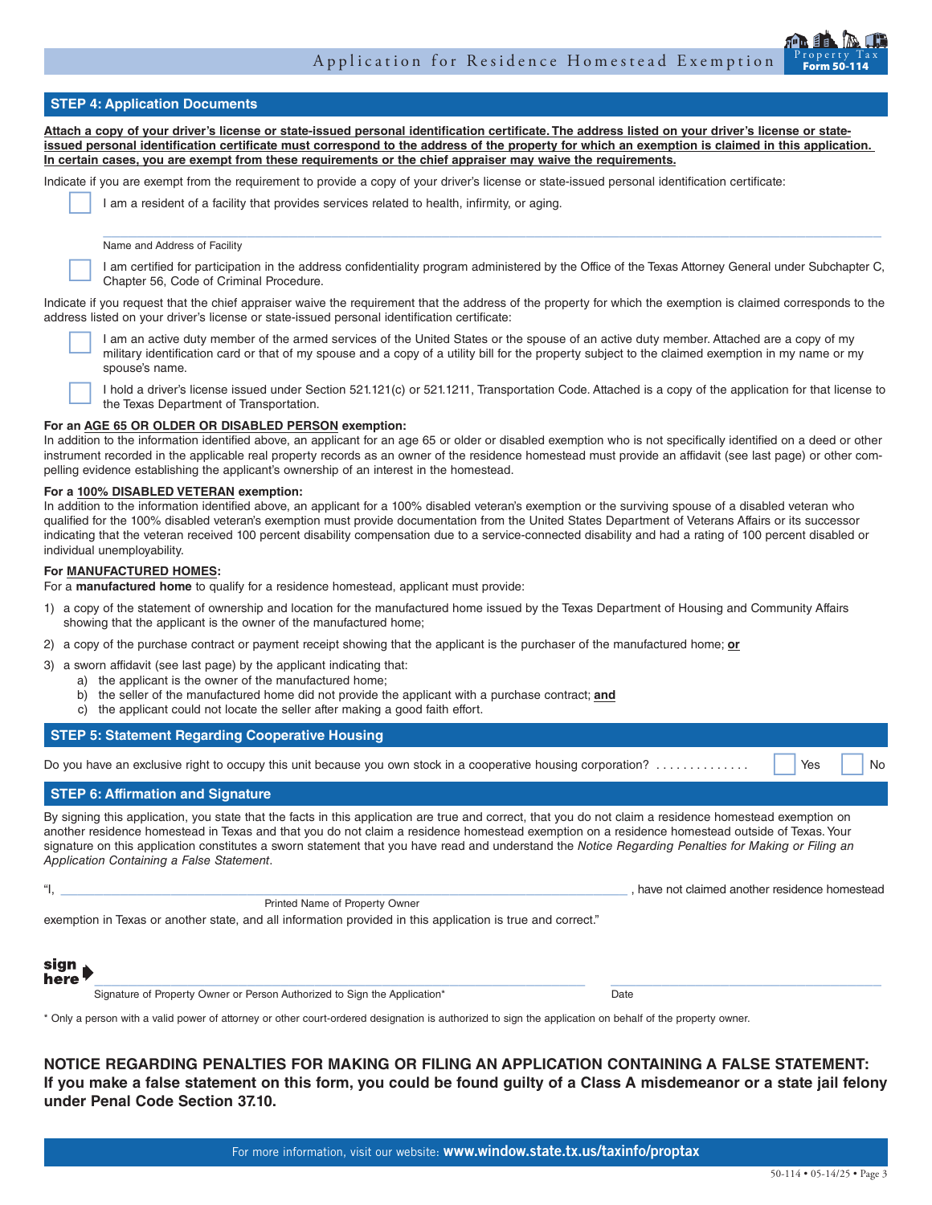## STEP 4: Application Documents

**Attach a copy of your driver's license or state-issued personal identification certificate. The address listed on your driver's license or state-issued personal identification certificate must correspond to the address of the property for which an exemption is claimed in this application. In certain cases, you are exempt from these requirements or the chief appraiser may waive the requirements.**

Indicate if you are exempt from the requirement to provide a copy of your driver's license or state-issued personal identification certificate:

☐ I am a resident of a facility that provides services related to health, infirmity, or aging.

_______________________________________________
Name and Address of Facility

☐ I am certified for participation in the address confidentiality program administered by the Office of the Texas Attorney General under Subchapter C, Chapter 56, Code of Criminal Procedure.

Indicate if you request that the chief appraiser waive the requirement that the address of the property for which the exemption is claimed corresponds to the address listed on your driver's license or state-issued personal identification certificate:

☐ I am an active duty member of the armed services of the United States or the spouse of an active duty member. Attached are a copy of my military identification card or that of my spouse and a copy of a utility bill for the property subject to the claimed exemption in my name or my spouse's name.

☐ I hold a driver's license issued under Section 521.121(c) or 521.1211, Transportation Code. Attached is a copy of the application for that license to the Texas Department of Transportation.

**For an AGE 65 OR OLDER OR DISABLED PERSON exemption:**
In addition to the information identified above, an applicant for an age 65 or older or disabled exemption who is not specifically identified on a deed or other instrument recorded in the applicable real property records as an owner of the residence homestead must provide an affidavit (see last page) or other compelling evidence establishing the applicant's ownership of an interest in the homestead.

**For a 100% DISABLED VETERAN exemption:**
In addition to the information identified above, an applicant for a 100% disabled veteran's exemption or the surviving spouse of a disabled veteran who qualified for the 100% disabled veteran's exemption must provide documentation from the United States Department of Veterans Affairs or its successor indicating that the veteran received 100 percent disability compensation due to a service-connected disability and had a rating of 100 percent disabled or individual unemployability.

**For MANUFACTURED HOMES:**
For a **manufactured home** to qualify for a residence homestead, applicant must provide:

1) a copy of the statement of ownership and location for the manufactured home issued by the Texas Department of Housing and Community Affairs showing that the applicant is the owner of the manufactured home;
2) a copy of the purchase contract or payment receipt showing that the applicant is the purchaser of the manufactured home; **or**
3) a sworn affidavit (see last page) by the applicant indicating that:
   a) the applicant is the owner of the manufactured home;
   b) the seller of the manufactured home did not provide the applicant with a purchase contract; **and**
   c) the applicant could not locate the seller after making a good faith effort.

## STEP 5: Statement Regarding Cooperative Housing

Do you have an exclusive right to occupy this unit because you own stock in a cooperative housing corporation? .............. ☐ Yes ☐ No

## STEP 6: Affirmation and Signature

By signing this application, you state that the facts in this application are true and correct, that you do not claim a residence homestead exemption on another residence homestead in Texas and that you do not claim a residence homestead exemption on a residence homestead outside of Texas. Your signature on this application constitutes a sworn statement that you have read and understand the *Notice Regarding Penalties for Making or Filing an Application Containing a False Statement*.

"I, _______________________________________________, have not claimed another residence homestead
Printed Name of Property Owner
exemption in Texas or another state, and all information provided in this application is true and correct."

**sign here** ▶ _______________________________________________ _______________________
Signature of Property Owner or Person Authorized to Sign the Application* Date

\* Only a person with a valid power of attorney or other court-ordered designation is authorized to sign the application on behalf of the property owner.

**NOTICE REGARDING PENALTIES FOR MAKING OR FILING AN APPLICATION CONTAINING A FALSE STATEMENT: If you make a false statement on this form, you could be found guilty of a Class A misdemeanor or a state jail felony under Penal Code Section 37.10.**

For more information, visit our website: **www.window.state.tx.us/taxinfo/proptax**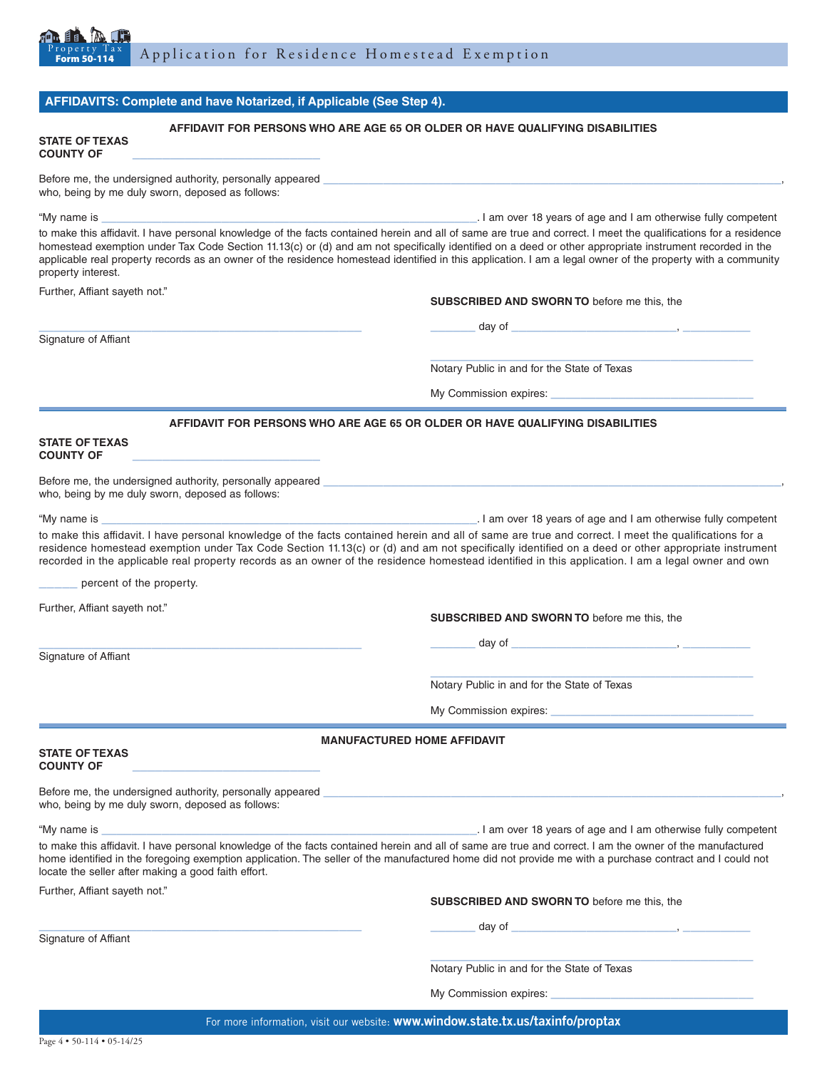## AFFIDAVITS: Complete and have Notarized, if Applicable (See Step 4).

### AFFIDAVIT FOR PERSONS WHO ARE AGE 65 OR OLDER OR HAVE QUALIFYING DISABILITIES

**STATE OF TEXAS**
**COUNTY OF** ______________________________

Before me, the undersigned authority, personally appeared ______________________________________________________________________________,
who, being by me duly sworn, deposed as follows:

"My name is _____________________________________________________________. I am over 18 years of age and I am otherwise fully competent to make this affidavit. I have personal knowledge of the facts contained herein and all of same are true and correct. I meet the qualifications for a residence homestead exemption under Tax Code Section 11.13(c) or (d) and am not specifically identified on a deed or other appropriate instrument recorded in the applicable real property records as an owner of the residence homestead identified in this application. I am a legal owner of the property with a community property interest.

Further, Affiant sayeth not."

**SUBSCRIBED AND SWORN TO** before me this, the

_______ day of ___________________________, ___________

_____________________________________________________
Signature of Affiant

_____________________________________________________
Notary Public in and for the State of Texas

My Commission expires: _________________________________

### AFFIDAVIT FOR PERSONS WHO ARE AGE 65 OR OLDER OR HAVE QUALIFYING DISABILITIES

**STATE OF TEXAS**
**COUNTY OF** ______________________________

Before me, the undersigned authority, personally appeared ______________________________________________________________________________,
who, being by me duly sworn, deposed as follows:

"My name is _____________________________________________________________. I am over 18 years of age and I am otherwise fully competent to make this affidavit. I have personal knowledge of the facts contained herein and all of same are true and correct. I meet the qualifications for a residence homestead exemption under Tax Code Section 11.13(c) or (d) and am not specifically identified on a deed or other appropriate instrument recorded in the applicable real property records as an owner of the residence homestead identified in this application. I am a legal owner and own

______ percent of the property.

Further, Affiant sayeth not."

**SUBSCRIBED AND SWORN TO** before me this, the

_______ day of ___________________________, ___________

_____________________________________________________
Signature of Affiant

_____________________________________________________
Notary Public in and for the State of Texas

My Commission expires: _________________________________

### MANUFACTURED HOME AFFIDAVIT

**STATE OF TEXAS**
**COUNTY OF** ______________________________

Before me, the undersigned authority, personally appeared ______________________________________________________________________________,
who, being by me duly sworn, deposed as follows:

"My name is _____________________________________________________________. I am over 18 years of age and I am otherwise fully competent to make this affidavit. I have personal knowledge of the facts contained herein and all of same are true and correct. I am the owner of the manufactured home identified in the foregoing exemption application. The seller of the manufactured home did not provide me with a purchase contract and I could not locate the seller after making a good faith effort.

Further, Affiant sayeth not."

**SUBSCRIBED AND SWORN TO** before me this, the

_______ day of ___________________________, ___________

_____________________________________________________
Signature of Affiant

_____________________________________________________
Notary Public in and for the State of Texas

My Commission expires: _________________________________

For more information, visit our website: **www.window.state.tx.us/taxinfo/proptax**